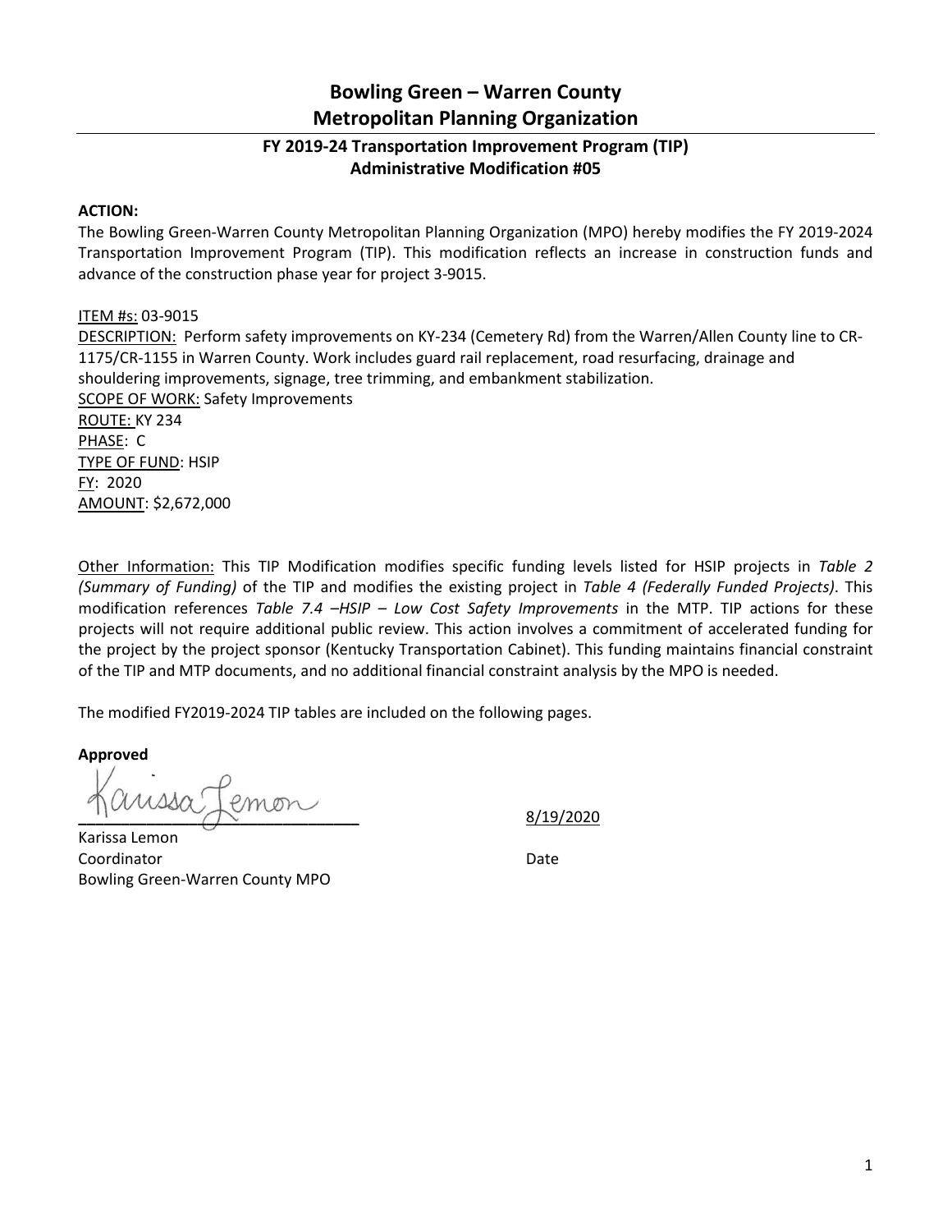# Bowling Green – Warren County Metropolitan Planning Organization

## FY 2019-24 Transportation Improvement Program (TIP) Administrative Modification #05

**ACTION:**

The Bowling Green-Warren County Metropolitan Planning Organization (MPO) hereby modifies the FY 2019-2024 Transportation Improvement Program (TIP). This modification reflects an increase in construction funds and advance of the construction phase year for project 3-9015.

ITEM #s: 03-9015

DESCRIPTION: Perform safety improvements on KY-234 (Cemetery Rd) from the Warren/Allen County line to CR-1175/CR-1155 in Warren County. Work includes guard rail replacement, road resurfacing, drainage and shouldering improvements, signage, tree trimming, and embankment stabilization.

SCOPE OF WORK: Safety Improvements

ROUTE: KY 234

PHASE: C

TYPE OF FUND: HSIP

FY: 2020

AMOUNT: $2,672,000

Other Information: This TIP Modification modifies specific funding levels listed for HSIP projects in *Table 2 (Summary of Funding)* of the TIP and modifies the existing project in *Table 4 (Federally Funded Projects)*. This modification references *Table 7.4 –HSIP – Low Cost Safety Improvements* in the MTP. TIP actions for these projects will not require additional public review. This action involves a commitment of accelerated funding for the project by the project sponsor (Kentucky Transportation Cabinet). This funding maintains financial constraint of the TIP and MTP documents, and no additional financial constraint analysis by the MPO is needed.

The modified FY2019-2024 TIP tables are included on the following pages.

**Approved**

Karissa Lemon — 8/19/2020

Karissa Lemon
Coordinator
Bowling Green-Warren County MPO

Date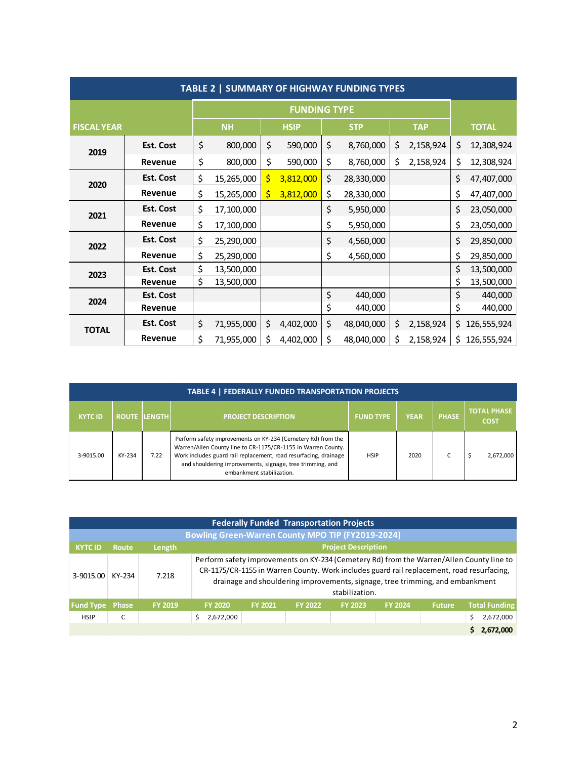## TABLE 2 | SUMMARY OF HIGHWAY FUNDING TYPES

| FISCAL YEAR | | FUNDING TYPE | | | | TOTAL |
|---|---|---|---|---|---|---|
| | | NH | HSIP | STP | TAP | |
| 2019 | Est. Cost | $ 800,000 | $ 590,000 | $ 8,760,000 | $ 2,158,924 | $ 12,308,924 |
| | Revenue | $ 800,000 | $ 590,000 | $ 8,760,000 | $ 2,158,924 | $ 12,308,924 |
| 2020 | Est. Cost | $ 15,265,000 | $ 3,812,000 | $ 28,330,000 | | $ 47,407,000 |
| | Revenue | $ 15,265,000 | $ 3,812,000 | $ 28,330,000 | | $ 47,407,000 |
| 2021 | Est. Cost | $ 17,100,000 | | $ 5,950,000 | | $ 23,050,000 |
| | Revenue | $ 17,100,000 | | $ 5,950,000 | | $ 23,050,000 |
| 2022 | Est. Cost | $ 25,290,000 | | $ 4,560,000 | | $ 29,850,000 |
| | Revenue | $ 25,290,000 | | $ 4,560,000 | | $ 29,850,000 |
| 2023 | Est. Cost | $ 13,500,000 | | | | $ 13,500,000 |
| | Revenue | $ 13,500,000 | | | | $ 13,500,000 |
| 2024 | Est. Cost | | | $ 440,000 | | $ 440,000 |
| | Revenue | | | $ 440,000 | | $ 440,000 |
| TOTAL | Est. Cost | $ 71,955,000 | $ 4,402,000 | $ 48,040,000 | $ 2,158,924 | $ 126,555,924 |
| | Revenue | $ 71,955,000 | $ 4,402,000 | $ 48,040,000 | $ 2,158,924 | $ 126,555,924 |

## TABLE 4 | FEDERALLY FUNDED TRANSPORTATION PROJECTS

| KYTC ID | ROUTE | LENGTH | PROJECT DESCRIPTION | FUND TYPE | YEAR | PHASE | TOTAL PHASE COST |
|---|---|---|---|---|---|---|---|
| 3-9015.00 | KY-234 | 7.22 | Perform safety improvements on KY-234 (Cemetery Rd) from the Warren/Allen County line to CR-1175/CR-1155 in Warren County. Work includes guard rail replacement, road resurfacing, drainage and shouldering improvements, signage, tree trimming, and embankment stabilization. | HSIP | 2020 | C | $ 2,672,000 |

## Federally Funded Transportation Projects

### Bowling Green-Warren County MPO TIP (FY2019-2024)

| KYTC ID | Route | Length | Project Description |
|---|---|---|---|
| 3-9015.00 | KY-234 | 7.218 | Perform safety improvements on KY-234 (Cemetery Rd) from the Warren/Allen County line to CR-1175/CR-1155 in Warren County. Work includes guard rail replacement, road resurfacing, drainage and shouldering improvements, signage, tree trimming, and embankment stabilization. |

| Fund Type | Phase | FY 2019 | FY 2020 | FY 2021 | FY 2022 | FY 2023 | FY 2024 | Future | Total Funding |
|---|---|---|---|---|---|---|---|---|---|
| HSIP | C | | $ 2,672,000 | | | | | | $ 2,672,000 |
| | | | | | | | | | **$ 2,672,000** |